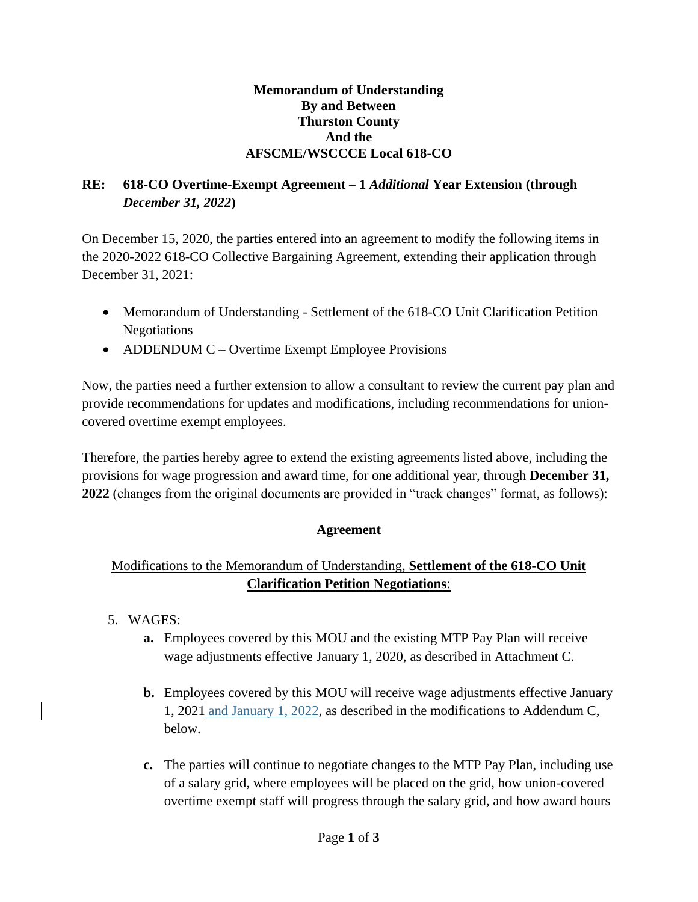**Memorandum of Understanding**
**By and Between**
**Thurston County**
**And the**
**AFSCME/WSCCCE Local 618-CO**

**RE: 618-CO Overtime-Exempt Agreement – 1 *Additional* Year Extension (through *December 31, 2022*)**

On December 15, 2020, the parties entered into an agreement to modify the following items in the 2020-2022 618-CO Collective Bargaining Agreement, extending their application through December 31, 2021:

- Memorandum of Understanding - Settlement of the 618-CO Unit Clarification Petition Negotiations
- ADDENDUM C – Overtime Exempt Employee Provisions

Now, the parties need a further extension to allow a consultant to review the current pay plan and provide recommendations for updates and modifications, including recommendations for union-covered overtime exempt employees.

Therefore, the parties hereby agree to extend the existing agreements listed above, including the provisions for wage progression and award time, for one additional year, through **December 31, 2022** (changes from the original documents are provided in "track changes" format, as follows):

**Agreement**

Modifications to the Memorandum of Understanding, **Settlement of the 618-CO Unit Clarification Petition Negotiations**:

5. WAGES:
   - **a.** Employees covered by this MOU and the existing MTP Pay Plan will receive wage adjustments effective January 1, 2020, as described in Attachment C.
   - **b.** Employees covered by this MOU will receive wage adjustments effective January 1, 2021 and January 1, 2022, as described in the modifications to Addendum C, below.
   - **c.** The parties will continue to negotiate changes to the MTP Pay Plan, including use of a salary grid, where employees will be placed on the grid, how union-covered overtime exempt staff will progress through the salary grid, and how award hours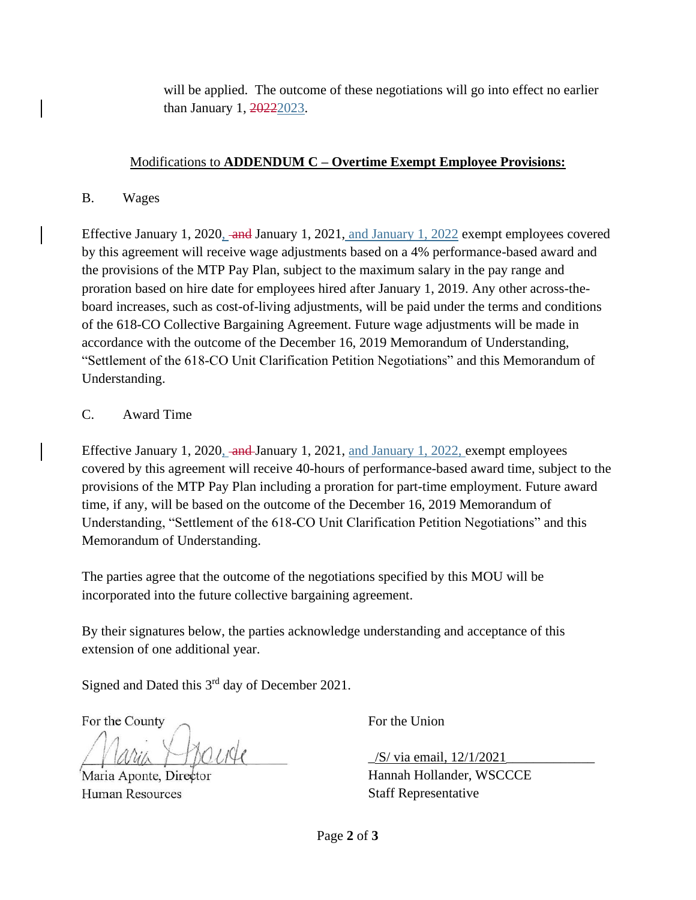will be applied. The outcome of these negotiations will go into effect no earlier than January 1, ~~2022~~2023.

## Modifications to **ADDENDUM C – Overtime Exempt Employee Provisions:**

B. Wages

Effective January 1, 2020, ~~and~~ January 1, 2021, and January 1, 2022 exempt employees covered by this agreement will receive wage adjustments based on a 4% performance-based award and the provisions of the MTP Pay Plan, subject to the maximum salary in the pay range and proration based on hire date for employees hired after January 1, 2019. Any other across-the-board increases, such as cost-of-living adjustments, will be paid under the terms and conditions of the 618-CO Collective Bargaining Agreement. Future wage adjustments will be made in accordance with the outcome of the December 16, 2019 Memorandum of Understanding, "Settlement of the 618-CO Unit Clarification Petition Negotiations" and this Memorandum of Understanding.

C. Award Time

Effective January 1, 2020, ~~and~~ January 1, 2021, and January 1, 2022, exempt employees covered by this agreement will receive 40-hours of performance-based award time, subject to the provisions of the MTP Pay Plan including a proration for part-time employment. Future award time, if any, will be based on the outcome of the December 16, 2019 Memorandum of Understanding, "Settlement of the 618-CO Unit Clarification Petition Negotiations" and this Memorandum of Understanding.

The parties agree that the outcome of the negotiations specified by this MOU will be incorporated into the future collective bargaining agreement.

By their signatures below, the parties acknowledge understanding and acceptance of this extension of one additional year.

Signed and Dated this 3rd day of December 2021.

For the County

Maria Aponte (signature)

Maria Aponte, Director
Human Resources

For the Union

/S/ via email, 12/1/2021

Hannah Hollander, WSCCCE
Staff Representative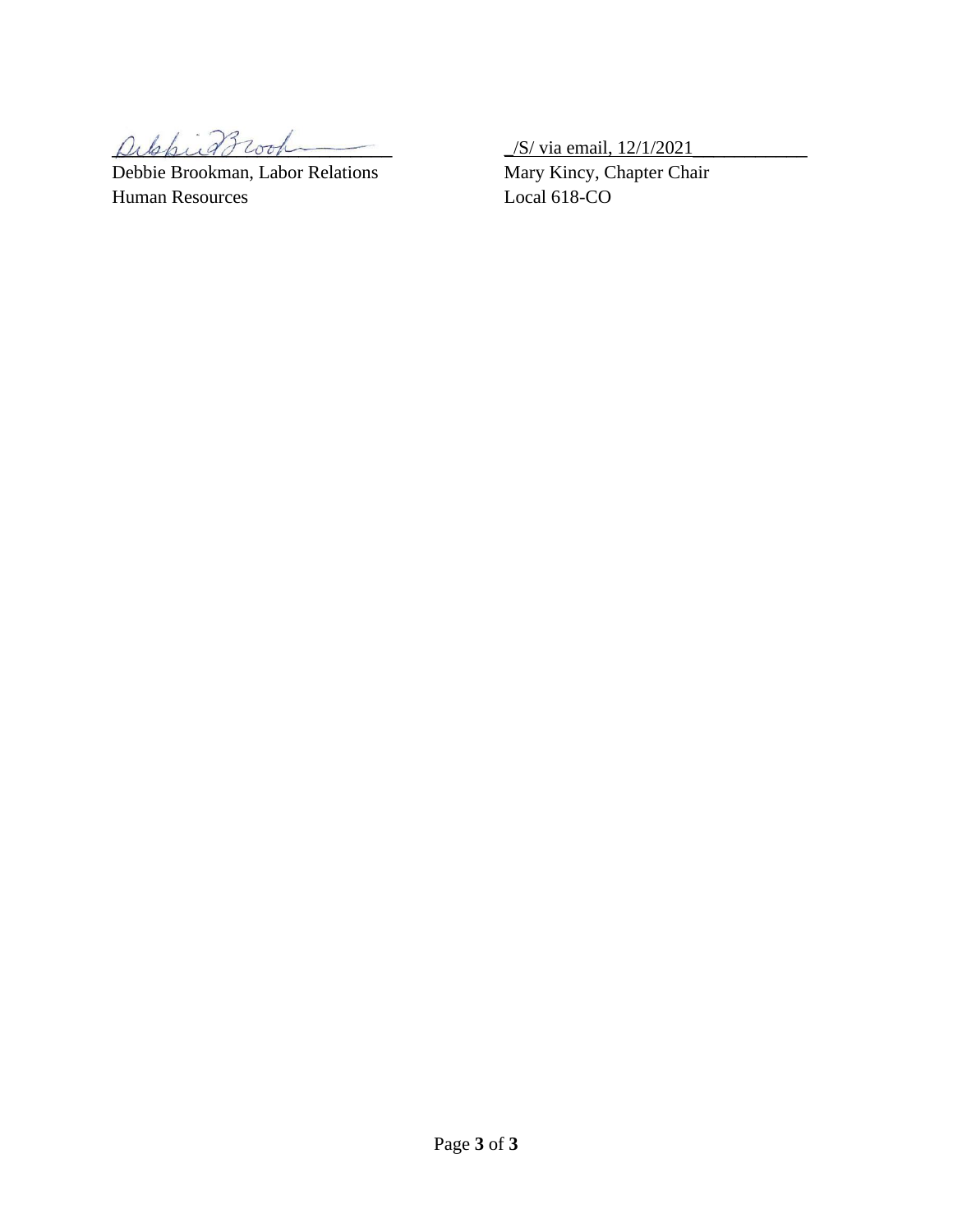| | |
|---|---|
| _[signature]_ | _/S/ via email, 12/1/2021_ |
| Debbie Brookman, Labor Relations | Mary Kincy, Chapter Chair |
| Human Resources | Local 618-CO |